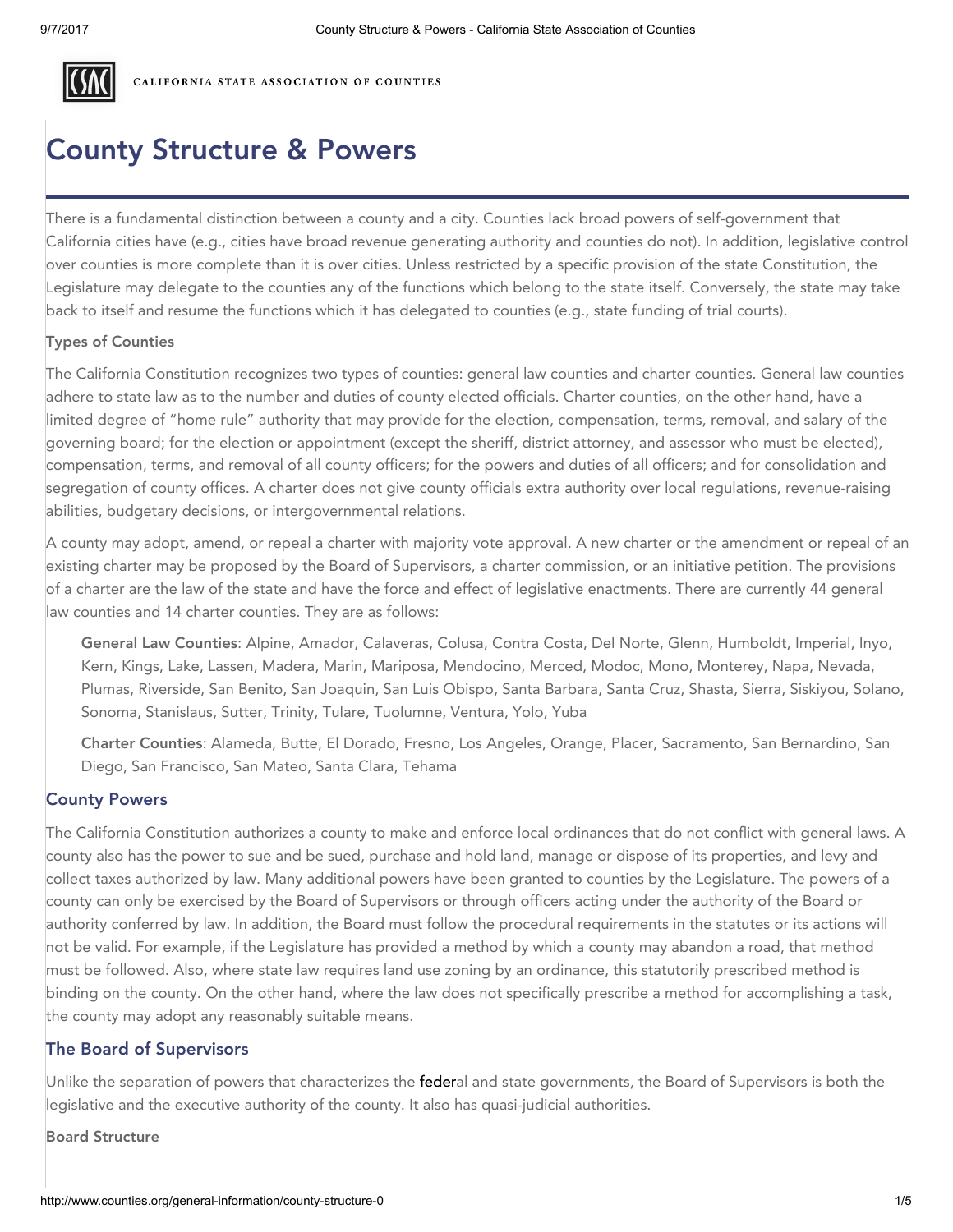# County Structure & Powers

There is a fundamental distinction between a county and a city. Counties lack broad powers of self-government that California cities have (e.g., cities have broad revenue generating authority and counties do not). In addition, legislative control over counties is more complete than it is over cities. Unless restricted by a specific provision of the state Constitution, the Legislature may delegate to the counties any of the functions which belong to the state itself. Conversely, the state may take back to itself and resume the functions which it has delegated to counties (e.g., state funding of trial courts).

**Types of Counties**

The California Constitution recognizes two types of counties: general law counties and charter counties. General law counties adhere to state law as to the number and duties of county elected officials. Charter counties, on the other hand, have a limited degree of "home rule" authority that may provide for the election, compensation, terms, removal, and salary of the governing board; for the election or appointment (except the sheriff, district attorney, and assessor who must be elected), compensation, terms, and removal of all county officers; for the powers and duties of all officers; and for consolidation and segregation of county offices. A charter does not give county officials extra authority over local regulations, revenue-raising abilities, budgetary decisions, or intergovernmental relations.

A county may adopt, amend, or repeal a charter with majority vote approval. A new charter or the amendment or repeal of an existing charter may be proposed by the Board of Supervisors, a charter commission, or an initiative petition. The provisions of a charter are the law of the state and have the force and effect of legislative enactments. There are currently 44 general law counties and 14 charter counties. They are as follows:

> **General Law Counties**: Alpine, Amador, Calaveras, Colusa, Contra Costa, Del Norte, Glenn, Humboldt, Imperial, Inyo, Kern, Kings, Lake, Lassen, Madera, Marin, Mariposa, Mendocino, Merced, Modoc, Mono, Monterey, Napa, Nevada, Plumas, Riverside, San Benito, San Joaquin, San Luis Obispo, Santa Barbara, Santa Cruz, Shasta, Sierra, Siskiyou, Solano, Sonoma, Stanislaus, Sutter, Trinity, Tulare, Tuolumne, Ventura, Yolo, Yuba
>
> **Charter Counties**: Alameda, Butte, El Dorado, Fresno, Los Angeles, Orange, Placer, Sacramento, San Bernardino, San Diego, San Francisco, San Mateo, Santa Clara, Tehama

## County Powers

The California Constitution authorizes a county to make and enforce local ordinances that do not conflict with general laws. A county also has the power to sue and be sued, purchase and hold land, manage or dispose of its properties, and levy and collect taxes authorized by law. Many additional powers have been granted to counties by the Legislature. The powers of a county can only be exercised by the Board of Supervisors or through officers acting under the authority of the Board or authority conferred by law. In addition, the Board must follow the procedural requirements in the statutes or its actions will not be valid. For example, if the Legislature has provided a method by which a county may abandon a road, that method must be followed. Also, where state law requires land use zoning by an ordinance, this statutorily prescribed method is binding on the county. On the other hand, where the law does not specifically prescribe a method for accomplishing a task, the county may adopt any reasonably suitable means.

## The Board of Supervisors

Unlike the separation of powers that characterizes the federal and state governments, the Board of Supervisors is both the legislative and the executive authority of the county. It also has quasi-judicial authorities.

**Board Structure**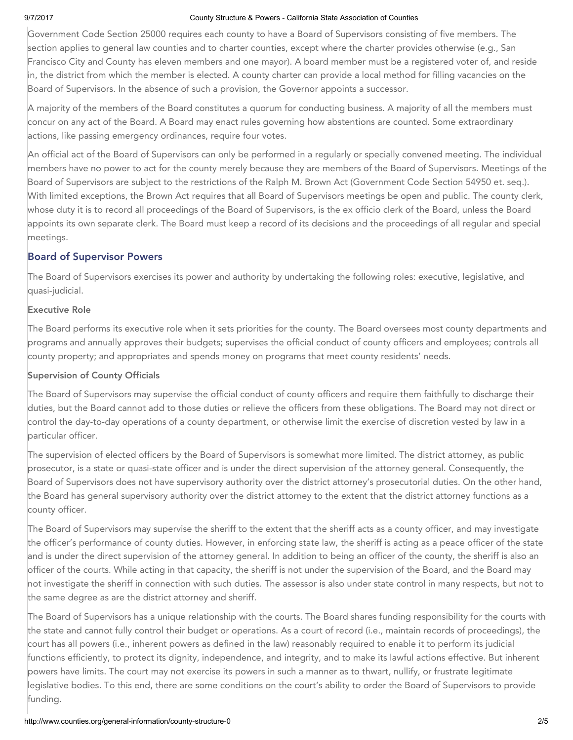Government Code Section 25000 requires each county to have a Board of Supervisors consisting of five members. The section applies to general law counties and to charter counties, except where the charter provides otherwise (e.g., San Francisco City and County has eleven members and one mayor). A board member must be a registered voter of, and reside in, the district from which the member is elected. A county charter can provide a local method for filling vacancies on the Board of Supervisors. In the absence of such a provision, the Governor appoints a successor.

A majority of the members of the Board constitutes a quorum for conducting business. A majority of all the members must concur on any act of the Board. A Board may enact rules governing how abstentions are counted. Some extraordinary actions, like passing emergency ordinances, require four votes.

An official act of the Board of Supervisors can only be performed in a regularly or specially convened meeting. The individual members have no power to act for the county merely because they are members of the Board of Supervisors. Meetings of the Board of Supervisors are subject to the restrictions of the Ralph M. Brown Act (Government Code Section 54950 et. seq.). With limited exceptions, the Brown Act requires that all Board of Supervisors meetings be open and public. The county clerk, whose duty it is to record all proceedings of the Board of Supervisors, is the ex officio clerk of the Board, unless the Board appoints its own separate clerk. The Board must keep a record of its decisions and the proceedings of all regular and special meetings.

## Board of Supervisor Powers

The Board of Supervisors exercises its power and authority by undertaking the following roles: executive, legislative, and quasi-judicial.

### Executive Role

The Board performs its executive role when it sets priorities for the county. The Board oversees most county departments and programs and annually approves their budgets; supervises the official conduct of county officers and employees; controls all county property; and appropriates and spends money on programs that meet county residents' needs.

### Supervision of County Officials

The Board of Supervisors may supervise the official conduct of county officers and require them faithfully to discharge their duties, but the Board cannot add to those duties or relieve the officers from these obligations. The Board may not direct or control the day-to-day operations of a county department, or otherwise limit the exercise of discretion vested by law in a particular officer.

The supervision of elected officers by the Board of Supervisors is somewhat more limited. The district attorney, as public prosecutor, is a state or quasi-state officer and is under the direct supervision of the attorney general. Consequently, the Board of Supervisors does not have supervisory authority over the district attorney's prosecutorial duties. On the other hand, the Board has general supervisory authority over the district attorney to the extent that the district attorney functions as a county officer.

The Board of Supervisors may supervise the sheriff to the extent that the sheriff acts as a county officer, and may investigate the officer's performance of county duties. However, in enforcing state law, the sheriff is acting as a peace officer of the state and is under the direct supervision of the attorney general. In addition to being an officer of the county, the sheriff is also an officer of the courts. While acting in that capacity, the sheriff is not under the supervision of the Board, and the Board may not investigate the sheriff in connection with such duties. The assessor is also under state control in many respects, but not to the same degree as are the district attorney and sheriff.

The Board of Supervisors has a unique relationship with the courts. The Board shares funding responsibility for the courts with the state and cannot fully control their budget or operations. As a court of record (i.e., maintain records of proceedings), the court has all powers (i.e., inherent powers as defined in the law) reasonably required to enable it to perform its judicial functions efficiently, to protect its dignity, independence, and integrity, and to make its lawful actions effective. But inherent powers have limits. The court may not exercise its powers in such a manner as to thwart, nullify, or frustrate legitimate legislative bodies. To this end, there are some conditions on the court's ability to order the Board of Supervisors to provide funding.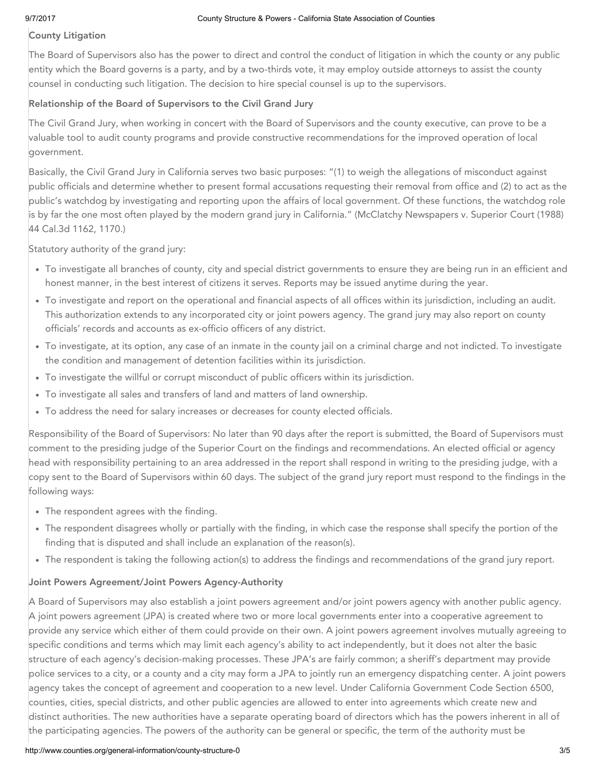### County Litigation

The Board of Supervisors also has the power to direct and control the conduct of litigation in which the county or any public entity which the Board governs is a party, and by a two-thirds vote, it may employ outside attorneys to assist the county counsel in conducting such litigation. The decision to hire special counsel is up to the supervisors.

### Relationship of the Board of Supervisors to the Civil Grand Jury

The Civil Grand Jury, when working in concert with the Board of Supervisors and the county executive, can prove to be a valuable tool to audit county programs and provide constructive recommendations for the improved operation of local government.

Basically, the Civil Grand Jury in California serves two basic purposes: "(1) to weigh the allegations of misconduct against public officials and determine whether to present formal accusations requesting their removal from office and (2) to act as the public's watchdog by investigating and reporting upon the affairs of local government. Of these functions, the watchdog role is by far the one most often played by the modern grand jury in California." (McClatchy Newspapers v. Superior Court (1988) 44 Cal.3d 1162, 1170.)

Statutory authority of the grand jury:

- To investigate all branches of county, city and special district governments to ensure they are being run in an efficient and honest manner, in the best interest of citizens it serves. Reports may be issued anytime during the year.
- To investigate and report on the operational and financial aspects of all offices within its jurisdiction, including an audit. This authorization extends to any incorporated city or joint powers agency. The grand jury may also report on county officials' records and accounts as ex-officio officers of any district.
- To investigate, at its option, any case of an inmate in the county jail on a criminal charge and not indicted. To investigate the condition and management of detention facilities within its jurisdiction.
- To investigate the willful or corrupt misconduct of public officers within its jurisdiction.
- To investigate all sales and transfers of land and matters of land ownership.
- To address the need for salary increases or decreases for county elected officials.

Responsibility of the Board of Supervisors: No later than 90 days after the report is submitted, the Board of Supervisors must comment to the presiding judge of the Superior Court on the findings and recommendations. An elected official or agency head with responsibility pertaining to an area addressed in the report shall respond in writing to the presiding judge, with a copy sent to the Board of Supervisors within 60 days. The subject of the grand jury report must respond to the findings in the following ways:

- The respondent agrees with the finding.
- The respondent disagrees wholly or partially with the finding, in which case the response shall specify the portion of the finding that is disputed and shall include an explanation of the reason(s).
- The respondent is taking the following action(s) to address the findings and recommendations of the grand jury report.

### Joint Powers Agreement/Joint Powers Agency-Authority

A Board of Supervisors may also establish a joint powers agreement and/or joint powers agency with another public agency. A joint powers agreement (JPA) is created where two or more local governments enter into a cooperative agreement to provide any service which either of them could provide on their own. A joint powers agreement involves mutually agreeing to specific conditions and terms which may limit each agency's ability to act independently, but it does not alter the basic structure of each agency's decision-making processes. These JPA's are fairly common; a sheriff's department may provide police services to a city, or a county and a city may form a JPA to jointly run an emergency dispatching center. A joint powers agency takes the concept of agreement and cooperation to a new level. Under California Government Code Section 6500, counties, cities, special districts, and other public agencies are allowed to enter into agreements which create new and distinct authorities. The new authorities have a separate operating board of directors which has the powers inherent in all of the participating agencies. The powers of the authority can be general or specific, the term of the authority must be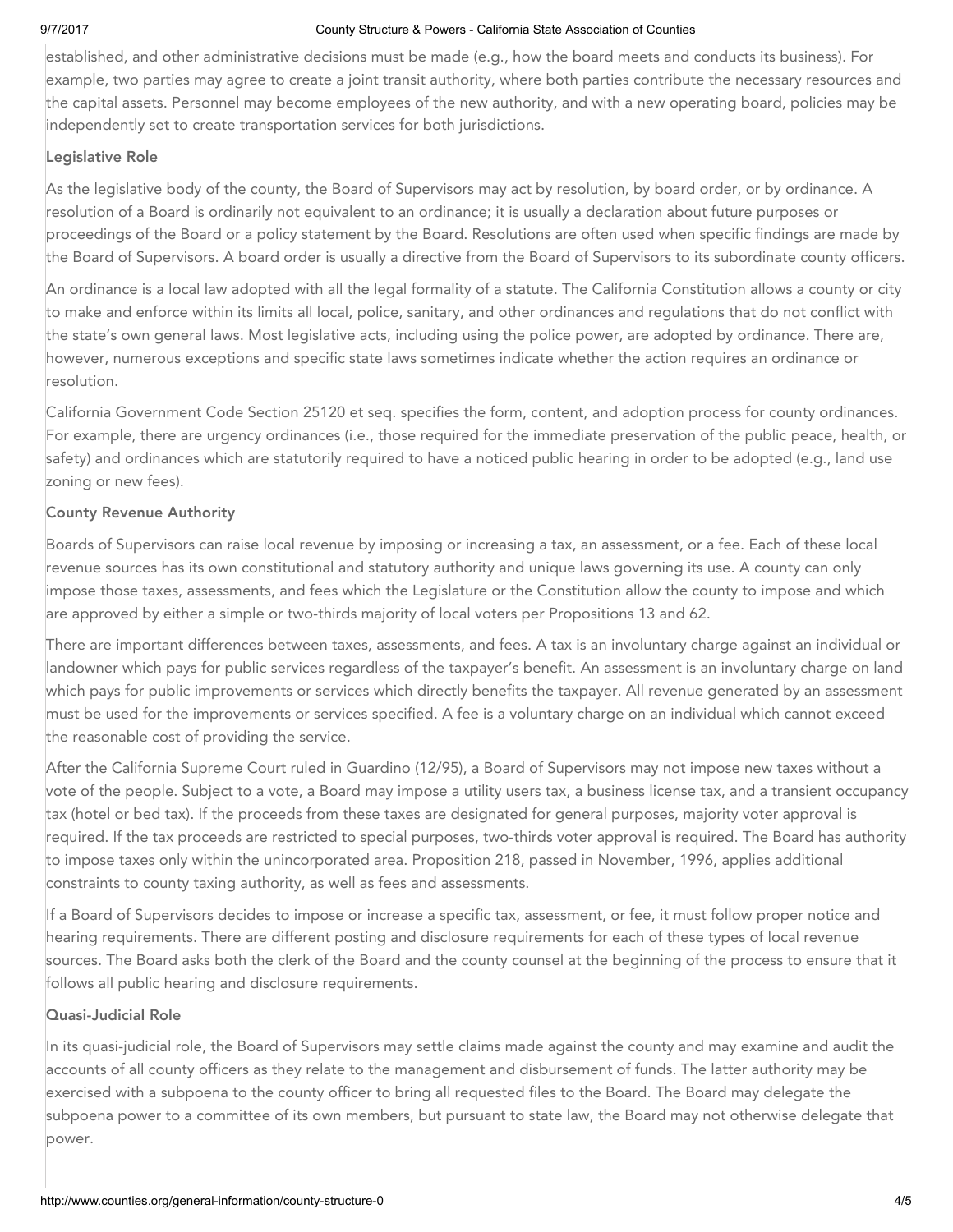established, and other administrative decisions must be made (e.g., how the board meets and conducts its business). For example, two parties may agree to create a joint transit authority, where both parties contribute the necessary resources and the capital assets. Personnel may become employees of the new authority, and with a new operating board, policies may be independently set to create transportation services for both jurisdictions.

### Legislative Role

As the legislative body of the county, the Board of Supervisors may act by resolution, by board order, or by ordinance. A resolution of a Board is ordinarily not equivalent to an ordinance; it is usually a declaration about future purposes or proceedings of the Board or a policy statement by the Board. Resolutions are often used when specific findings are made by the Board of Supervisors. A board order is usually a directive from the Board of Supervisors to its subordinate county officers.

An ordinance is a local law adopted with all the legal formality of a statute. The California Constitution allows a county or city to make and enforce within its limits all local, police, sanitary, and other ordinances and regulations that do not conflict with the state's own general laws. Most legislative acts, including using the police power, are adopted by ordinance. There are, however, numerous exceptions and specific state laws sometimes indicate whether the action requires an ordinance or resolution.

California Government Code Section 25120 et seq. specifies the form, content, and adoption process for county ordinances. For example, there are urgency ordinances (i.e., those required for the immediate preservation of the public peace, health, or safety) and ordinances which are statutorily required to have a noticed public hearing in order to be adopted (e.g., land use zoning or new fees).

### County Revenue Authority

Boards of Supervisors can raise local revenue by imposing or increasing a tax, an assessment, or a fee. Each of these local revenue sources has its own constitutional and statutory authority and unique laws governing its use. A county can only impose those taxes, assessments, and fees which the Legislature or the Constitution allow the county to impose and which are approved by either a simple or two-thirds majority of local voters per Propositions 13 and 62.

There are important differences between taxes, assessments, and fees. A tax is an involuntary charge against an individual or landowner which pays for public services regardless of the taxpayer's benefit. An assessment is an involuntary charge on land which pays for public improvements or services which directly benefits the taxpayer. All revenue generated by an assessment must be used for the improvements or services specified. A fee is a voluntary charge on an individual which cannot exceed the reasonable cost of providing the service.

After the California Supreme Court ruled in Guardino (12/95), a Board of Supervisors may not impose new taxes without a vote of the people. Subject to a vote, a Board may impose a utility users tax, a business license tax, and a transient occupancy tax (hotel or bed tax). If the proceeds from these taxes are designated for general purposes, majority voter approval is required. If the tax proceeds are restricted to special purposes, two-thirds voter approval is required. The Board has authority to impose taxes only within the unincorporated area. Proposition 218, passed in November, 1996, applies additional constraints to county taxing authority, as well as fees and assessments.

If a Board of Supervisors decides to impose or increase a specific tax, assessment, or fee, it must follow proper notice and hearing requirements. There are different posting and disclosure requirements for each of these types of local revenue sources. The Board asks both the clerk of the Board and the county counsel at the beginning of the process to ensure that it follows all public hearing and disclosure requirements.

### Quasi-Judicial Role

In its quasi-judicial role, the Board of Supervisors may settle claims made against the county and may examine and audit the accounts of all county officers as they relate to the management and disbursement of funds. The latter authority may be exercised with a subpoena to the county officer to bring all requested files to the Board. The Board may delegate the subpoena power to a committee of its own members, but pursuant to state law, the Board may not otherwise delegate that power.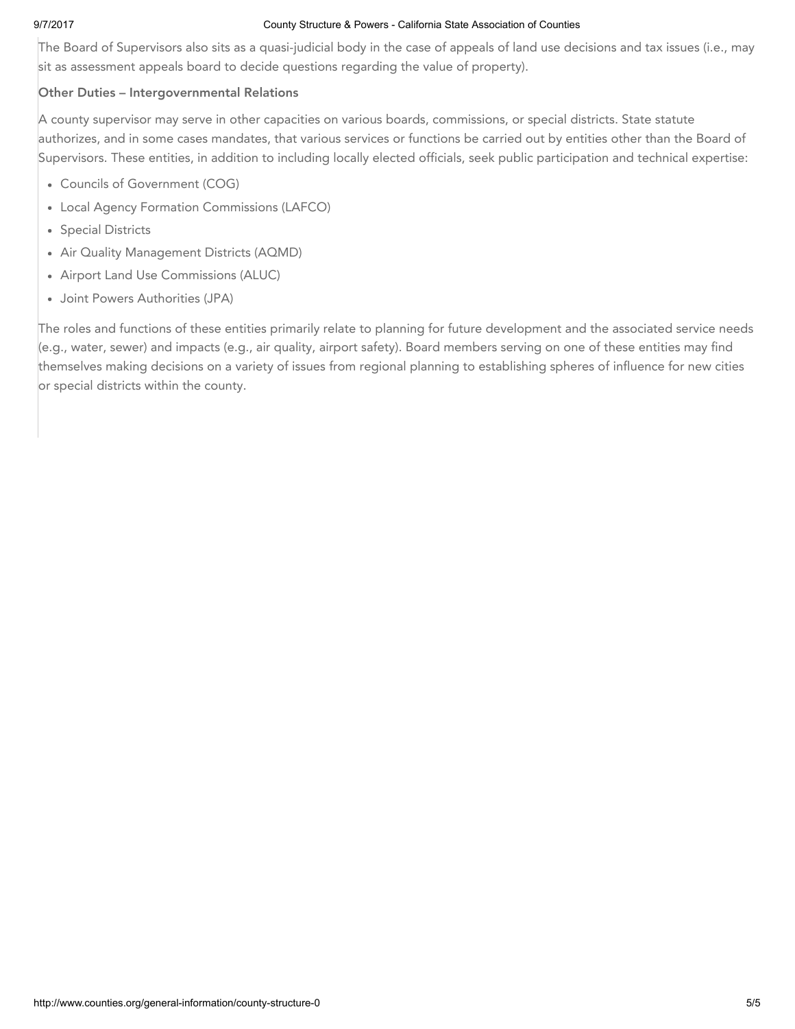The Board of Supervisors also sits as a quasi-judicial body in the case of appeals of land use decisions and tax issues (i.e., may sit as assessment appeals board to decide questions regarding the value of property).

**Other Duties – Intergovernmental Relations**

A county supervisor may serve in other capacities on various boards, commissions, or special districts. State statute authorizes, and in some cases mandates, that various services or functions be carried out by entities other than the Board of Supervisors. These entities, in addition to including locally elected officials, seek public participation and technical expertise:

- Councils of Government (COG)
- Local Agency Formation Commissions (LAFCO)
- Special Districts
- Air Quality Management Districts (AQMD)
- Airport Land Use Commissions (ALUC)
- Joint Powers Authorities (JPA)

The roles and functions of these entities primarily relate to planning for future development and the associated service needs (e.g., water, sewer) and impacts (e.g., air quality, airport safety). Board members serving on one of these entities may find themselves making decisions on a variety of issues from regional planning to establishing spheres of influence for new cities or special districts within the county.